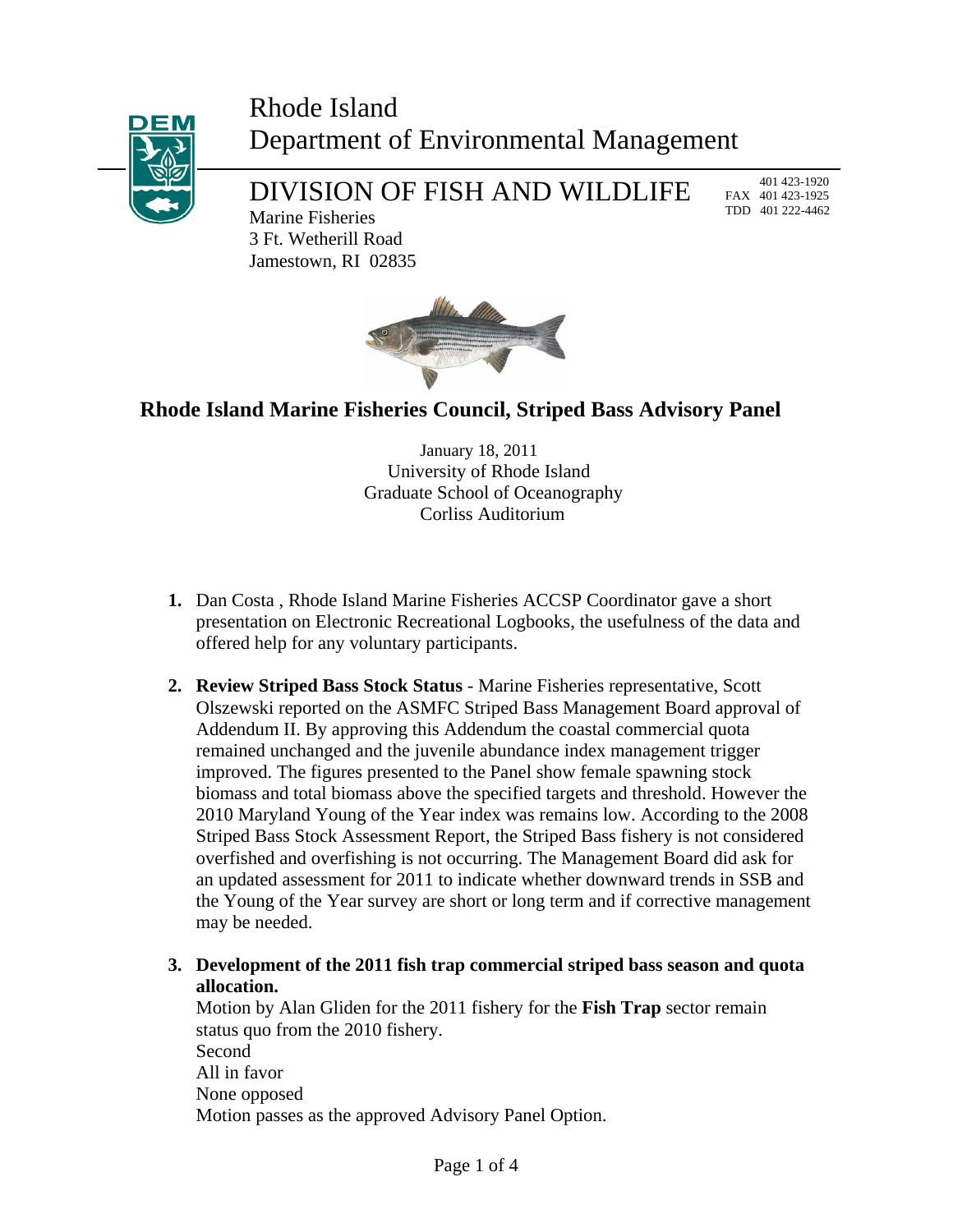# Rhode Island Department of Environmental Management

## DIVISION OF FISH AND WILDLIFE

Marine Fisheries
3 Ft. Wetherill Road
Jamestown, RI 02835

401 423-1920
FAX 401 423-1925
TDD 401 222-4462

## Rhode Island Marine Fisheries Council, Striped Bass Advisory Panel

January 18, 2011
University of Rhode Island
Graduate School of Oceanography
Corliss Auditorium

1. Dan Costa , Rhode Island Marine Fisheries ACCSP Coordinator gave a short presentation on Electronic Recreational Logbooks, the usefulness of the data and offered help for any voluntary participants.

2. **Review Striped Bass Stock Status** - Marine Fisheries representative, Scott Olszewski reported on the ASMFC Striped Bass Management Board approval of Addendum II. By approving this Addendum the coastal commercial quota remained unchanged and the juvenile abundance index management trigger improved. The figures presented to the Panel show female spawning stock biomass and total biomass above the specified targets and threshold. However the 2010 Maryland Young of the Year index was remains low. According to the 2008 Striped Bass Stock Assessment Report, the Striped Bass fishery is not considered overfished and overfishing is not occurring. The Management Board did ask for an updated assessment for 2011 to indicate whether downward trends in SSB and the Young of the Year survey are short or long term and if corrective management may be needed.

3. **Development of the 2011 fish trap commercial striped bass season and quota allocation.**
   Motion by Alan Gliden for the 2011 fishery for the **Fish Trap** sector remain status quo from the 2010 fishery.
   Second
   All in favor
   None opposed
   Motion passes as the approved Advisory Panel Option.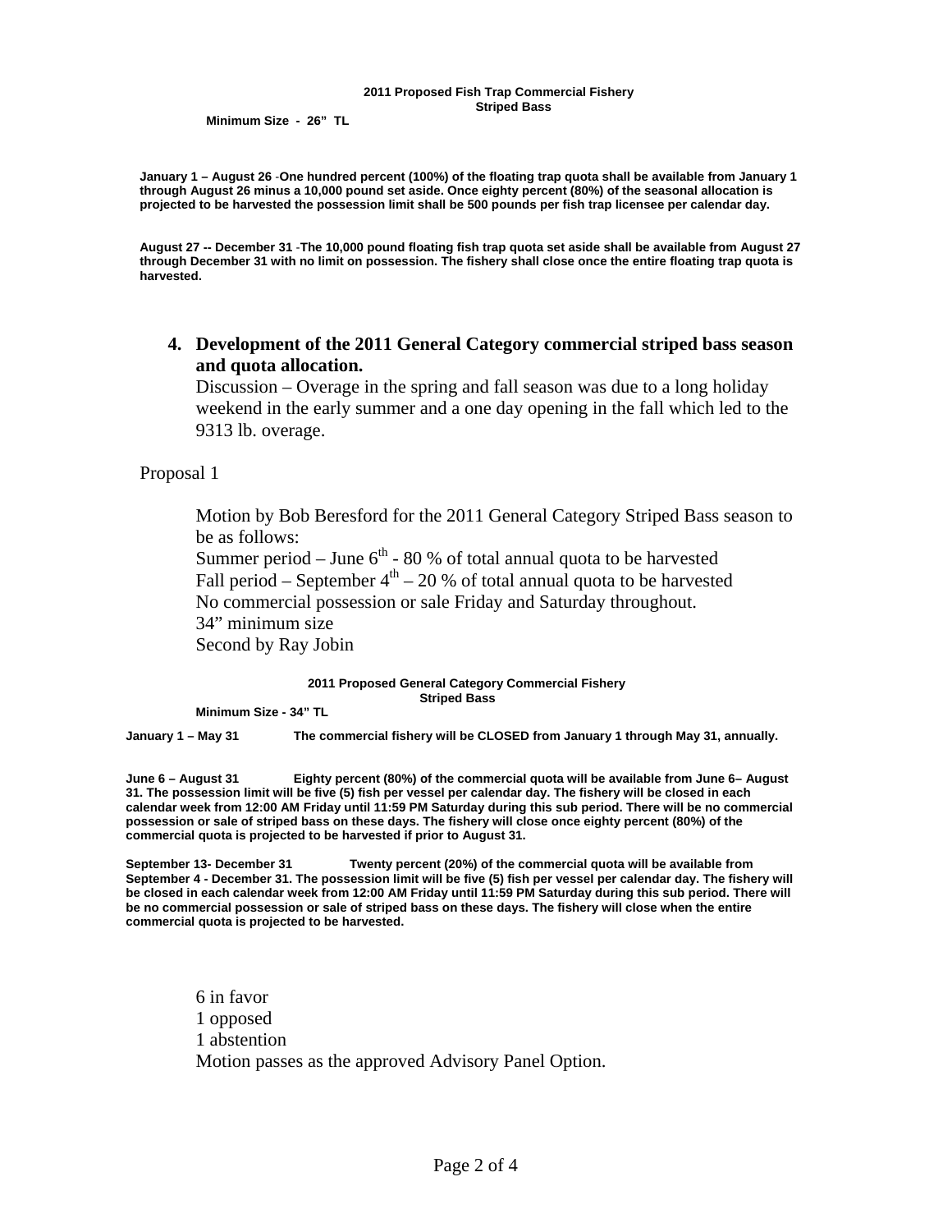**2011 Proposed Fish Trap Commercial Fishery**
**Striped Bass**

**Minimum Size - 26" TL**

**January 1 – August 26** -**One hundred percent (100%) of the floating trap quota shall be available from January 1 through August 26 minus a 10,000 pound set aside. Once eighty percent (80%) of the seasonal allocation is projected to be harvested the possession limit shall be 500 pounds per fish trap licensee per calendar day.**

**August 27 -- December 31** -**The 10,000 pound floating fish trap quota set aside shall be available from August 27 through December 31 with no limit on possession. The fishery shall close once the entire floating trap quota is harvested.**

4. **Development of the 2011 General Category commercial striped bass season and quota allocation.**
   Discussion – Overage in the spring and fall season was due to a long holiday weekend in the early summer and a one day opening in the fall which led to the 9313 lb. overage.

Proposal 1

Motion by Bob Beresford for the 2011 General Category Striped Bass season to be as follows:
Summer period – June 6th - 80 % of total annual quota to be harvested
Fall period – September 4th – 20 % of total annual quota to be harvested
No commercial possession or sale Friday and Saturday throughout.
34" minimum size
Second by Ray Jobin

**2011 Proposed General Category Commercial Fishery**
**Striped Bass**

**Minimum Size - 34" TL**

**January 1 – May 31** **The commercial fishery will be CLOSED from January 1 through May 31, annually.**

**June 6 – August 31** **Eighty percent (80%) of the commercial quota will be available from June 6– August 31. The possession limit will be five (5) fish per vessel per calendar day. The fishery will be closed in each calendar week from 12:00 AM Friday until 11:59 PM Saturday during this sub period. There will be no commercial possession or sale of striped bass on these days. The fishery will close once eighty percent (80%) of the commercial quota is projected to be harvested if prior to August 31.**

**September 13- December 31** **Twenty percent (20%) of the commercial quota will be available from September 4 - December 31. The possession limit will be five (5) fish per vessel per calendar day. The fishery will be closed in each calendar week from 12:00 AM Friday until 11:59 PM Saturday during this sub period. There will be no commercial possession or sale of striped bass on these days. The fishery will close when the entire commercial quota is projected to be harvested.**

6 in favor
1 opposed
1 abstention
Motion passes as the approved Advisory Panel Option.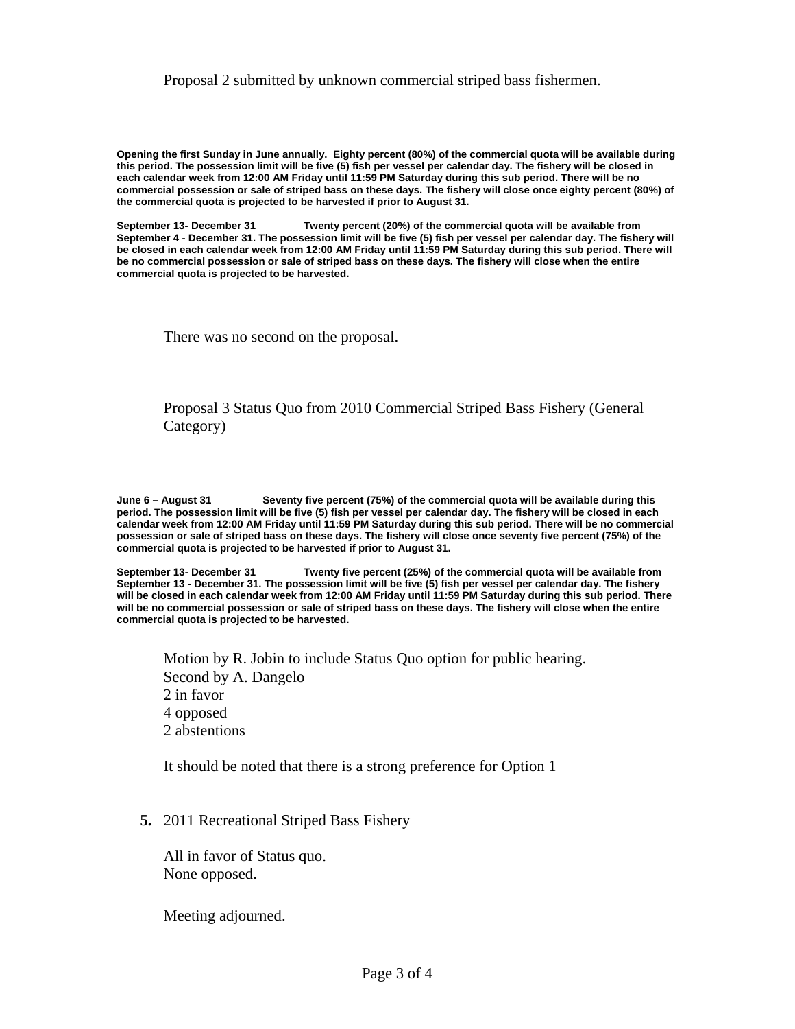Proposal 2 submitted by unknown commercial striped bass fishermen.

**Opening the first Sunday in June annually. Eighty percent (80%) of the commercial quota will be available during this period. The possession limit will be five (5) fish per vessel per calendar day. The fishery will be closed in each calendar week from 12:00 AM Friday until 11:59 PM Saturday during this sub period. There will be no commercial possession or sale of striped bass on these days. The fishery will close once eighty percent (80%) of the commercial quota is projected to be harvested if prior to August 31.**

**September 13- December 31 Twenty percent (20%) of the commercial quota will be available from September 4 - December 31. The possession limit will be five (5) fish per vessel per calendar day. The fishery will be closed in each calendar week from 12:00 AM Friday until 11:59 PM Saturday during this sub period. There will be no commercial possession or sale of striped bass on these days. The fishery will close when the entire commercial quota is projected to be harvested.**

There was no second on the proposal.

Proposal 3 Status Quo from 2010 Commercial Striped Bass Fishery (General Category)

**June 6 – August 31 Seventy five percent (75%) of the commercial quota will be available during this period. The possession limit will be five (5) fish per vessel per calendar day. The fishery will be closed in each calendar week from 12:00 AM Friday until 11:59 PM Saturday during this sub period. There will be no commercial possession or sale of striped bass on these days. The fishery will close once seventy five percent (75%) of the commercial quota is projected to be harvested if prior to August 31.**

**September 13- December 31 Twenty five percent (25%) of the commercial quota will be available from September 13 - December 31. The possession limit will be five (5) fish per vessel per calendar day. The fishery will be closed in each calendar week from 12:00 AM Friday until 11:59 PM Saturday during this sub period. There will be no commercial possession or sale of striped bass on these days. The fishery will close when the entire commercial quota is projected to be harvested.**

Motion by R. Jobin to include Status Quo option for public hearing.
Second by A. Dangelo
2 in favor
4 opposed
2 abstentions

It should be noted that there is a strong preference for Option 1

**5.** 2011 Recreational Striped Bass Fishery

All in favor of Status quo.
None opposed.

Meeting adjourned.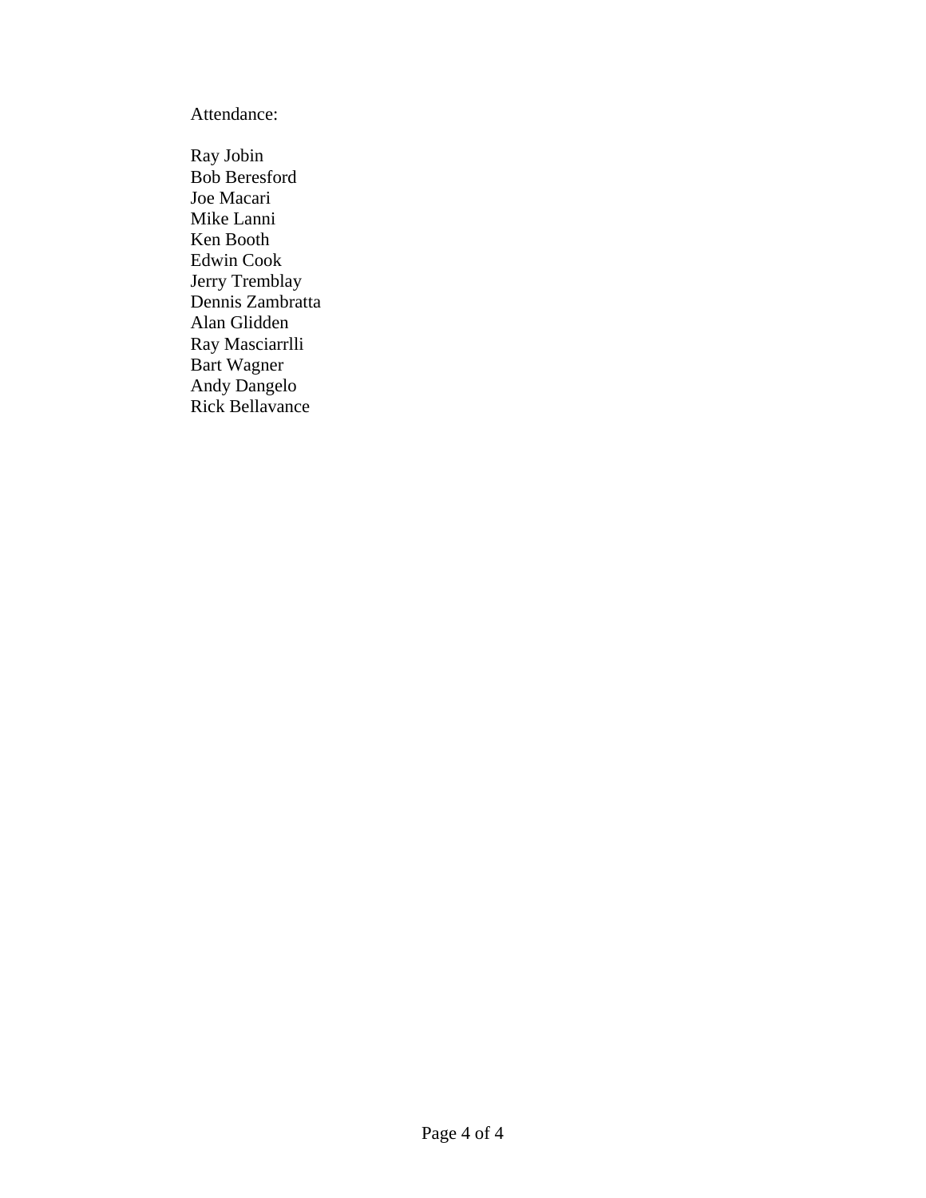Attendance:

Ray Jobin
Bob Beresford
Joe Macari
Mike Lanni
Ken Booth
Edwin Cook
Jerry Tremblay
Dennis Zambratta
Alan Glidden
Ray Masciarrlli
Bart Wagner
Andy Dangelo
Rick Bellavance